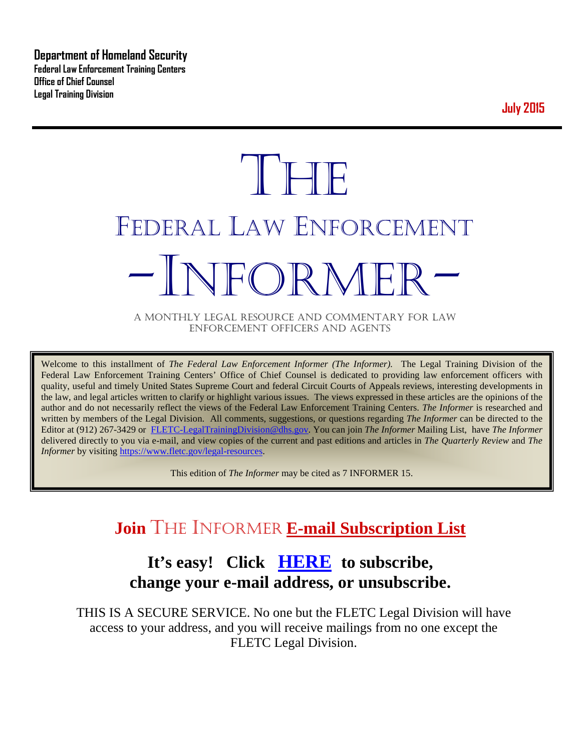**Department of Homeland Security**
**Federal Law Enforcement Training Centers**
**Office of Chief Counsel**
**Legal Training Division**

**July 2015**

# THE FEDERAL LAW ENFORCEMENT –INFORMER–

A MONTHLY LEGAL RESOURCE AND COMMENTARY FOR LAW ENFORCEMENT OFFICERS AND AGENTS

Welcome to this installment of *The Federal Law Enforcement Informer (The Informer).* The Legal Training Division of the Federal Law Enforcement Training Centers' Office of Chief Counsel is dedicated to providing law enforcement officers with quality, useful and timely United States Supreme Court and federal Circuit Courts of Appeals reviews, interesting developments in the law, and legal articles written to clarify or highlight various issues. The views expressed in these articles are the opinions of the author and do not necessarily reflect the views of the Federal Law Enforcement Training Centers. *The Informer* is researched and written by members of the Legal Division. All comments, suggestions, or questions regarding *The Informer* can be directed to the Editor at (912) 267-3429 or FLETC-LegalTrainingDivision@dhs.gov. You can join *The Informer* Mailing List, have *The Informer* delivered directly to you via e-mail, and view copies of the current and past editions and articles in *The Quarterly Review* and *The Informer* by visiting https://www.fletc.gov/legal-resources.

This edition of *The Informer* may be cited as 7 INFORMER 15.

## Join THE INFORMER E-mail Subscription List

### It's easy! Click HERE to subscribe, change your e-mail address, or unsubscribe.

THIS IS A SECURE SERVICE. No one but the FLETC Legal Division will have access to your address, and you will receive mailings from no one except the FLETC Legal Division.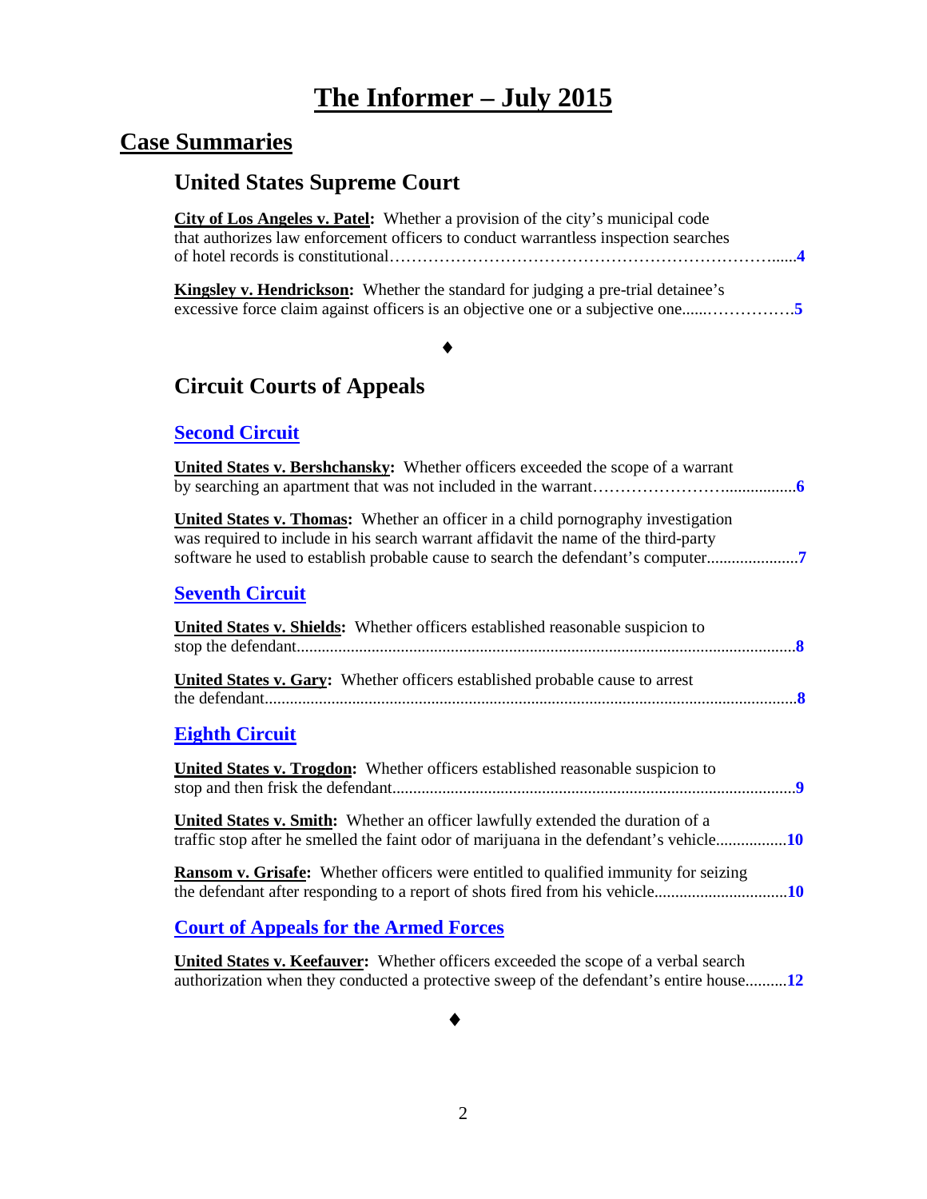# The Informer – July 2015

## Case Summaries

### United States Supreme Court

**City of Los Angeles v. Patel:** Whether a provision of the city's municipal code that authorizes law enforcement officers to conduct warrantless inspection searches of hotel records is constitutional……………………………………………………………......**4**

**Kingsley v. Hendrickson:** Whether the standard for judging a pre-trial detainee's excessive force claim against officers is an objective one or a subjective one......…………….**5**

♦

### Circuit Courts of Appeals

#### Second Circuit

**United States v. Bershchansky:** Whether officers exceeded the scope of a warrant by searching an apartment that was not included in the warrant……………………................**6**

**United States v. Thomas:** Whether an officer in a child pornography investigation was required to include in his search warrant affidavit the name of the third-party software he used to establish probable cause to search the defendant's computer......................**7**

#### Seventh Circuit

**United States v. Shields:** Whether officers established reasonable suspicion to stop the defendant.......................................................................................................................**8**

**United States v. Gary:** Whether officers established probable cause to arrest the defendant................................................................................................................................**8**

#### Eighth Circuit

**United States v. Trogdon:** Whether officers established reasonable suspicion to stop and then frisk the defendant.................................................................................................**9**

**United States v. Smith:** Whether an officer lawfully extended the duration of a traffic stop after he smelled the faint odor of marijuana in the defendant's vehicle.................**10**

**Ransom v. Grisafe:** Whether officers were entitled to qualified immunity for seizing the defendant after responding to a report of shots fired from his vehicle................................**10**

#### Court of Appeals for the Armed Forces

**United States v. Keefauver:** Whether officers exceeded the scope of a verbal search authorization when they conducted a protective sweep of the defendant's entire house..........**12**

♦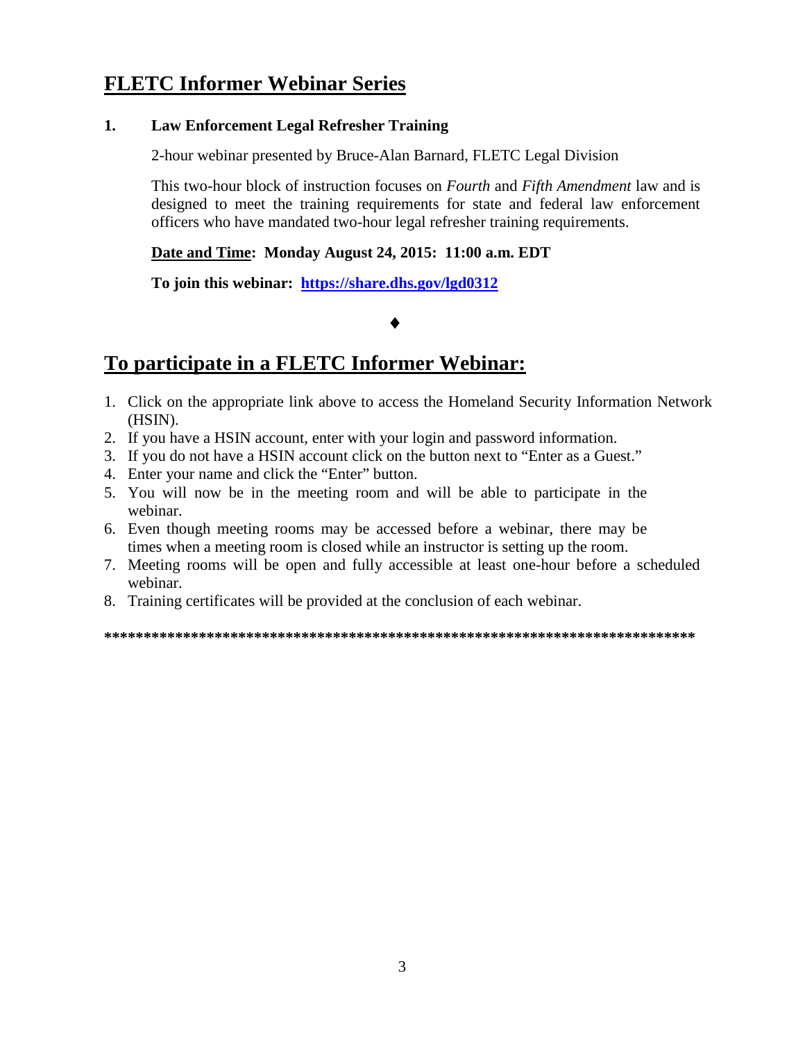## FLETC Informer Webinar Series

**1. Law Enforcement Legal Refresher Training**

2-hour webinar presented by Bruce-Alan Barnard, FLETC Legal Division

This two-hour block of instruction focuses on *Fourth* and *Fifth Amendment* law and is designed to meet the training requirements for state and federal law enforcement officers who have mandated two-hour legal refresher training requirements.

**Date and Time: Monday August 24, 2015: 11:00 a.m. EDT**

**To join this webinar: https://share.dhs.gov/lgd0312**

♦

## To participate in a FLETC Informer Webinar:

1. Click on the appropriate link above to access the Homeland Security Information Network (HSIN).
2. If you have a HSIN account, enter with your login and password information.
3. If you do not have a HSIN account click on the button next to "Enter as a Guest."
4. Enter your name and click the "Enter" button.
5. You will now be in the meeting room and will be able to participate in the webinar.
6. Even though meeting rooms may be accessed before a webinar, there may be times when a meeting room is closed while an instructor is setting up the room.
7. Meeting rooms will be open and fully accessible at least one-hour before a scheduled webinar.
8. Training certificates will be provided at the conclusion of each webinar.

****************************************************************************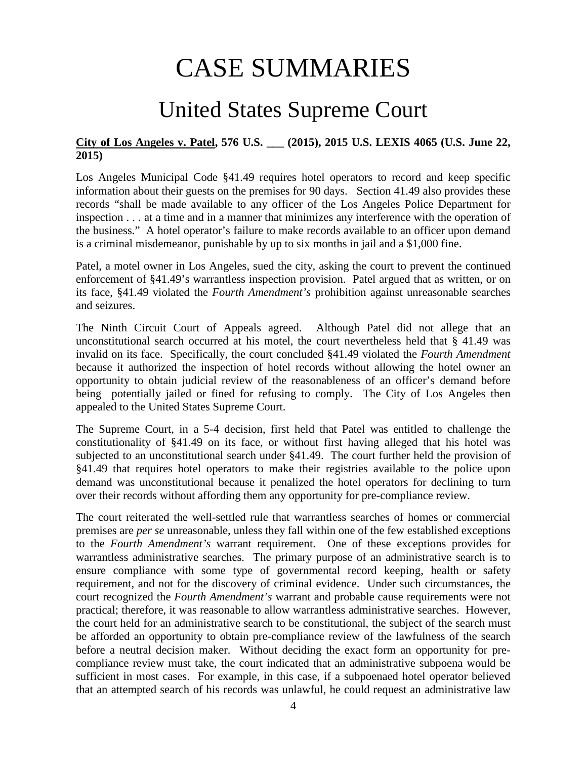# CASE SUMMARIES

## United States Supreme Court

**<u>City of Los Angeles v. Patel</u>, 576 U.S. ___ (2015), 2015 U.S. LEXIS 4065 (U.S. June 22, 2015)**

Los Angeles Municipal Code §41.49 requires hotel operators to record and keep specific information about their guests on the premises for 90 days. Section 41.49 also provides these records "shall be made available to any officer of the Los Angeles Police Department for inspection . . . at a time and in a manner that minimizes any interference with the operation of the business." A hotel operator's failure to make records available to an officer upon demand is a criminal misdemeanor, punishable by up to six months in jail and a $1,000 fine.

Patel, a motel owner in Los Angeles, sued the city, asking the court to prevent the continued enforcement of §41.49's warrantless inspection provision. Patel argued that as written, or on its face, §41.49 violated the *Fourth Amendment's* prohibition against unreasonable searches and seizures.

The Ninth Circuit Court of Appeals agreed. Although Patel did not allege that an unconstitutional search occurred at his motel, the court nevertheless held that § 41.49 was invalid on its face. Specifically, the court concluded §41.49 violated the *Fourth Amendment* because it authorized the inspection of hotel records without allowing the hotel owner an opportunity to obtain judicial review of the reasonableness of an officer's demand before being potentially jailed or fined for refusing to comply. The City of Los Angeles then appealed to the United States Supreme Court.

The Supreme Court, in a 5-4 decision, first held that Patel was entitled to challenge the constitutionality of §41.49 on its face, or without first having alleged that his hotel was subjected to an unconstitutional search under §41.49. The court further held the provision of §41.49 that requires hotel operators to make their registries available to the police upon demand was unconstitutional because it penalized the hotel operators for declining to turn over their records without affording them any opportunity for pre-compliance review.

The court reiterated the well-settled rule that warrantless searches of homes or commercial premises are *per se* unreasonable, unless they fall within one of the few established exceptions to the *Fourth Amendment's* warrant requirement. One of these exceptions provides for warrantless administrative searches. The primary purpose of an administrative search is to ensure compliance with some type of governmental record keeping, health or safety requirement, and not for the discovery of criminal evidence. Under such circumstances, the court recognized the *Fourth Amendment's* warrant and probable cause requirements were not practical; therefore, it was reasonable to allow warrantless administrative searches. However, the court held for an administrative search to be constitutional, the subject of the search must be afforded an opportunity to obtain pre-compliance review of the lawfulness of the search before a neutral decision maker. Without deciding the exact form an opportunity for pre-compliance review must take, the court indicated that an administrative subpoena would be sufficient in most cases. For example, in this case, if a subpoenaed hotel operator believed that an attempted search of his records was unlawful, he could request an administrative law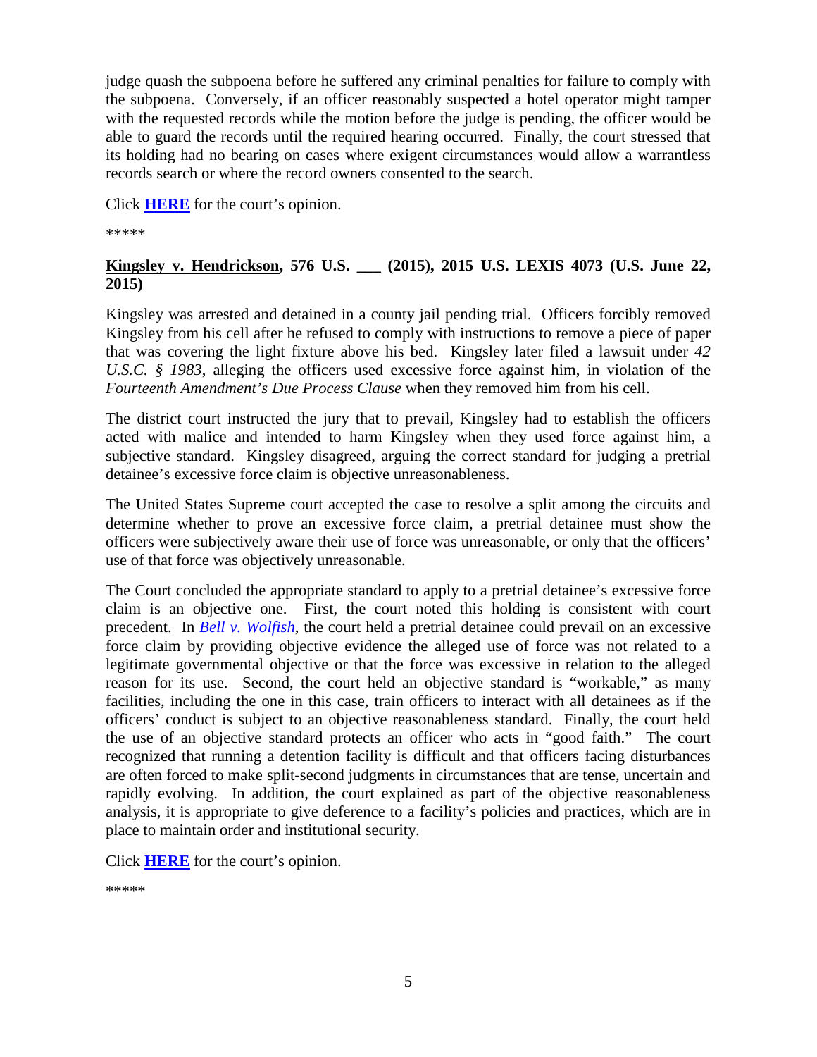judge quash the subpoena before he suffered any criminal penalties for failure to comply with the subpoena. Conversely, if an officer reasonably suspected a hotel operator might tamper with the requested records while the motion before the judge is pending, the officer would be able to guard the records until the required hearing occurred. Finally, the court stressed that its holding had no bearing on cases where exigent circumstances would allow a warrantless records search or where the record owners consented to the search.

Click **HERE** for the court's opinion.

*****

**Kingsley v. Hendrickson, 576 U.S. ___ (2015), 2015 U.S. LEXIS 4073 (U.S. June 22, 2015)**

Kingsley was arrested and detained in a county jail pending trial. Officers forcibly removed Kingsley from his cell after he refused to comply with instructions to remove a piece of paper that was covering the light fixture above his bed. Kingsley later filed a lawsuit under *42 U.S.C. § 1983*, alleging the officers used excessive force against him, in violation of the *Fourteenth Amendment's Due Process Clause* when they removed him from his cell.

The district court instructed the jury that to prevail, Kingsley had to establish the officers acted with malice and intended to harm Kingsley when they used force against him, a subjective standard. Kingsley disagreed, arguing the correct standard for judging a pretrial detainee's excessive force claim is objective unreasonableness.

The United States Supreme court accepted the case to resolve a split among the circuits and determine whether to prove an excessive force claim, a pretrial detainee must show the officers were subjectively aware their use of force was unreasonable, or only that the officers' use of that force was objectively unreasonable.

The Court concluded the appropriate standard to apply to a pretrial detainee's excessive force claim is an objective one. First, the court noted this holding is consistent with court precedent. In *Bell v. Wolfish*, the court held a pretrial detainee could prevail on an excessive force claim by providing objective evidence the alleged use of force was not related to a legitimate governmental objective or that the force was excessive in relation to the alleged reason for its use. Second, the court held an objective standard is "workable," as many facilities, including the one in this case, train officers to interact with all detainees as if the officers' conduct is subject to an objective reasonableness standard. Finally, the court held the use of an objective standard protects an officer who acts in "good faith." The court recognized that running a detention facility is difficult and that officers facing disturbances are often forced to make split-second judgments in circumstances that are tense, uncertain and rapidly evolving. In addition, the court explained as part of the objective reasonableness analysis, it is appropriate to give deference to a facility's policies and practices, which are in place to maintain order and institutional security.

Click **HERE** for the court's opinion.

*****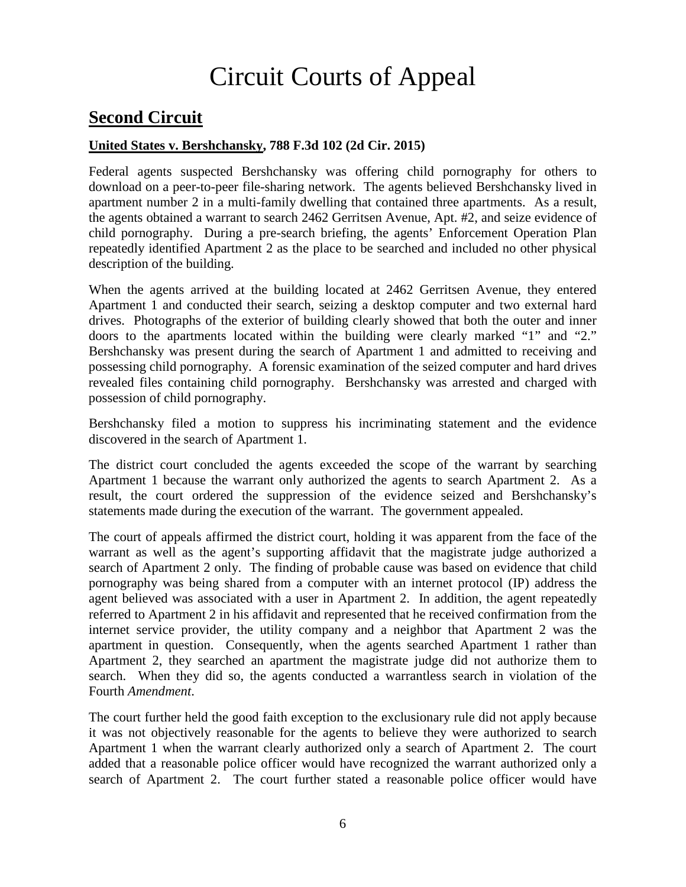# Circuit Courts of Appeal

## Second Circuit

**United States v. Bershchansky, 788 F.3d 102 (2d Cir. 2015)**

Federal agents suspected Bershchansky was offering child pornography for others to download on a peer-to-peer file-sharing network. The agents believed Bershchansky lived in apartment number 2 in a multi-family dwelling that contained three apartments. As a result, the agents obtained a warrant to search 2462 Gerritsen Avenue, Apt. #2, and seize evidence of child pornography. During a pre-search briefing, the agents' Enforcement Operation Plan repeatedly identified Apartment 2 as the place to be searched and included no other physical description of the building.

When the agents arrived at the building located at 2462 Gerritsen Avenue, they entered Apartment 1 and conducted their search, seizing a desktop computer and two external hard drives. Photographs of the exterior of building clearly showed that both the outer and inner doors to the apartments located within the building were clearly marked "1" and "2." Bershchansky was present during the search of Apartment 1 and admitted to receiving and possessing child pornography. A forensic examination of the seized computer and hard drives revealed files containing child pornography. Bershchansky was arrested and charged with possession of child pornography.

Bershchansky filed a motion to suppress his incriminating statement and the evidence discovered in the search of Apartment 1.

The district court concluded the agents exceeded the scope of the warrant by searching Apartment 1 because the warrant only authorized the agents to search Apartment 2. As a result, the court ordered the suppression of the evidence seized and Bershchansky's statements made during the execution of the warrant. The government appealed.

The court of appeals affirmed the district court, holding it was apparent from the face of the warrant as well as the agent's supporting affidavit that the magistrate judge authorized a search of Apartment 2 only. The finding of probable cause was based on evidence that child pornography was being shared from a computer with an internet protocol (IP) address the agent believed was associated with a user in Apartment 2. In addition, the agent repeatedly referred to Apartment 2 in his affidavit and represented that he received confirmation from the internet service provider, the utility company and a neighbor that Apartment 2 was the apartment in question. Consequently, when the agents searched Apartment 1 rather than Apartment 2, they searched an apartment the magistrate judge did not authorize them to search. When they did so, the agents conducted a warrantless search in violation of the Fourth *Amendment*.

The court further held the good faith exception to the exclusionary rule did not apply because it was not objectively reasonable for the agents to believe they were authorized to search Apartment 1 when the warrant clearly authorized only a search of Apartment 2. The court added that a reasonable police officer would have recognized the warrant authorized only a search of Apartment 2. The court further stated a reasonable police officer would have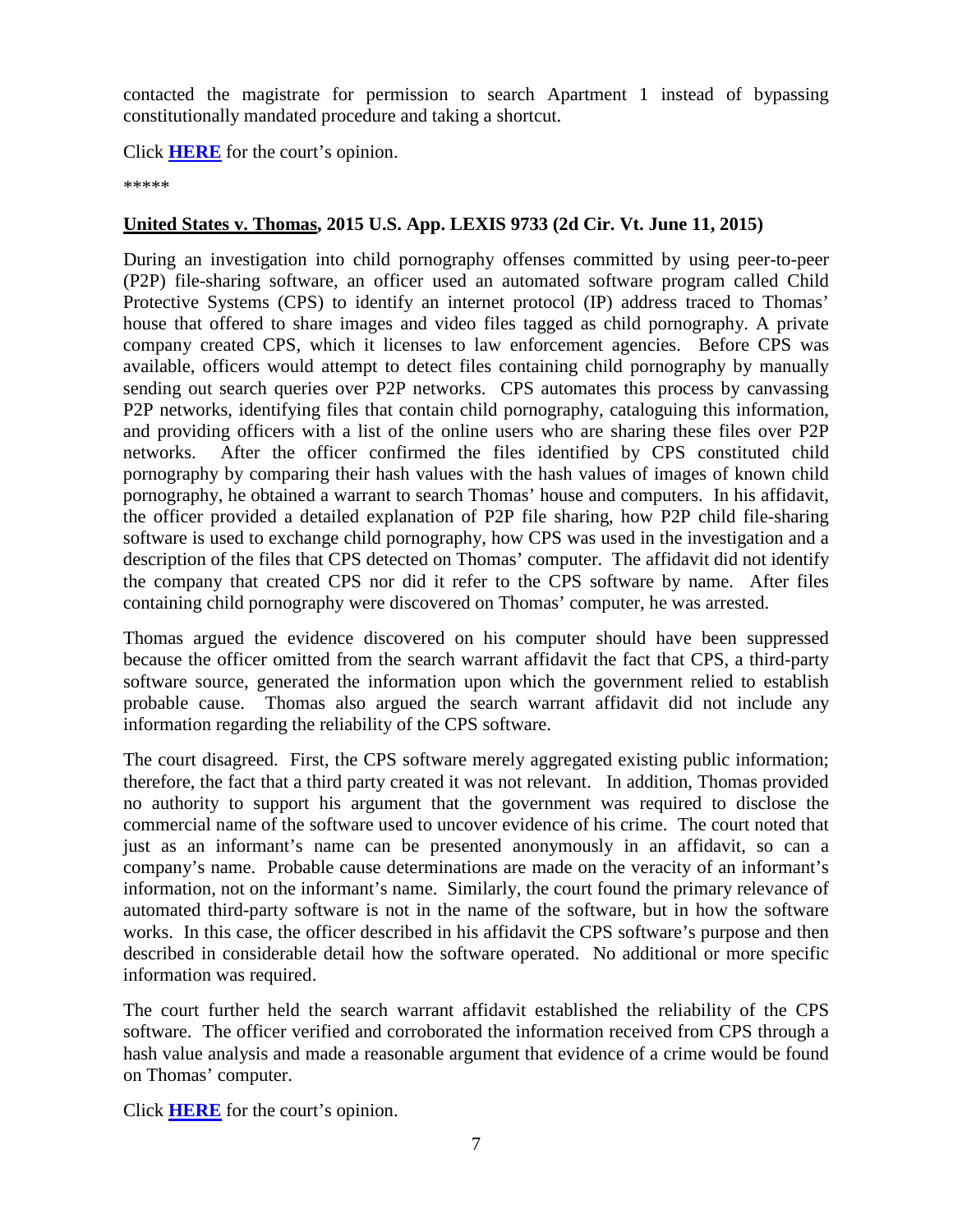contacted the magistrate for permission to search Apartment 1 instead of bypassing constitutionally mandated procedure and taking a shortcut.

Click **HERE** for the court's opinion.

*****

**United States v. Thomas, 2015 U.S. App. LEXIS 9733 (2d Cir. Vt. June 11, 2015)**

During an investigation into child pornography offenses committed by using peer-to-peer (P2P) file-sharing software, an officer used an automated software program called Child Protective Systems (CPS) to identify an internet protocol (IP) address traced to Thomas' house that offered to share images and video files tagged as child pornography. A private company created CPS, which it licenses to law enforcement agencies. Before CPS was available, officers would attempt to detect files containing child pornography by manually sending out search queries over P2P networks. CPS automates this process by canvassing P2P networks, identifying files that contain child pornography, cataloguing this information, and providing officers with a list of the online users who are sharing these files over P2P networks. After the officer confirmed the files identified by CPS constituted child pornography by comparing their hash values with the hash values of images of known child pornography, he obtained a warrant to search Thomas' house and computers. In his affidavit, the officer provided a detailed explanation of P2P file sharing, how P2P child file-sharing software is used to exchange child pornography, how CPS was used in the investigation and a description of the files that CPS detected on Thomas' computer. The affidavit did not identify the company that created CPS nor did it refer to the CPS software by name. After files containing child pornography were discovered on Thomas' computer, he was arrested.

Thomas argued the evidence discovered on his computer should have been suppressed because the officer omitted from the search warrant affidavit the fact that CPS, a third-party software source, generated the information upon which the government relied to establish probable cause. Thomas also argued the search warrant affidavit did not include any information regarding the reliability of the CPS software.

The court disagreed. First, the CPS software merely aggregated existing public information; therefore, the fact that a third party created it was not relevant. In addition, Thomas provided no authority to support his argument that the government was required to disclose the commercial name of the software used to uncover evidence of his crime. The court noted that just as an informant's name can be presented anonymously in an affidavit, so can a company's name. Probable cause determinations are made on the veracity of an informant's information, not on the informant's name. Similarly, the court found the primary relevance of automated third-party software is not in the name of the software, but in how the software works. In this case, the officer described in his affidavit the CPS software's purpose and then described in considerable detail how the software operated. No additional or more specific information was required.

The court further held the search warrant affidavit established the reliability of the CPS software. The officer verified and corroborated the information received from CPS through a hash value analysis and made a reasonable argument that evidence of a crime would be found on Thomas' computer.

Click **HERE** for the court's opinion.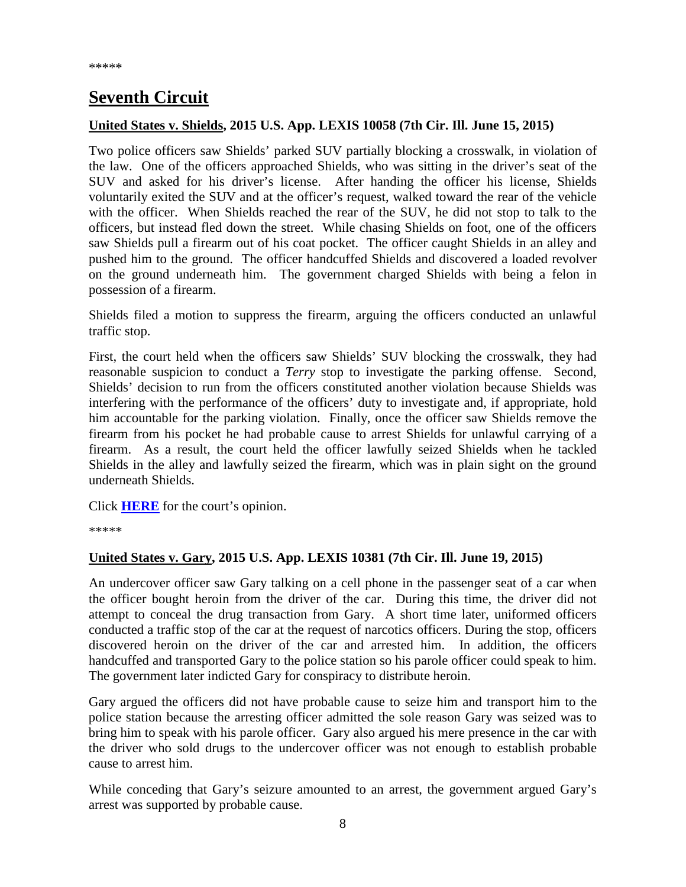*****

# Seventh Circuit

**United States v. Shields, 2015 U.S. App. LEXIS 10058 (7th Cir. Ill. June 15, 2015)**

Two police officers saw Shields' parked SUV partially blocking a crosswalk, in violation of the law. One of the officers approached Shields, who was sitting in the driver's seat of the SUV and asked for his driver's license. After handing the officer his license, Shields voluntarily exited the SUV and at the officer's request, walked toward the rear of the vehicle with the officer. When Shields reached the rear of the SUV, he did not stop to talk to the officers, but instead fled down the street. While chasing Shields on foot, one of the officers saw Shields pull a firearm out of his coat pocket. The officer caught Shields in an alley and pushed him to the ground. The officer handcuffed Shields and discovered a loaded revolver on the ground underneath him. The government charged Shields with being a felon in possession of a firearm.

Shields filed a motion to suppress the firearm, arguing the officers conducted an unlawful traffic stop.

First, the court held when the officers saw Shields' SUV blocking the crosswalk, they had reasonable suspicion to conduct a *Terry* stop to investigate the parking offense. Second, Shields' decision to run from the officers constituted another violation because Shields was interfering with the performance of the officers' duty to investigate and, if appropriate, hold him accountable for the parking violation. Finally, once the officer saw Shields remove the firearm from his pocket he had probable cause to arrest Shields for unlawful carrying of a firearm. As a result, the court held the officer lawfully seized Shields when he tackled Shields in the alley and lawfully seized the firearm, which was in plain sight on the ground underneath Shields.

Click **HERE** for the court's opinion.

*****

**United States v. Gary, 2015 U.S. App. LEXIS 10381 (7th Cir. Ill. June 19, 2015)**

An undercover officer saw Gary talking on a cell phone in the passenger seat of a car when the officer bought heroin from the driver of the car. During this time, the driver did not attempt to conceal the drug transaction from Gary. A short time later, uniformed officers conducted a traffic stop of the car at the request of narcotics officers. During the stop, officers discovered heroin on the driver of the car and arrested him. In addition, the officers handcuffed and transported Gary to the police station so his parole officer could speak to him. The government later indicted Gary for conspiracy to distribute heroin.

Gary argued the officers did not have probable cause to seize him and transport him to the police station because the arresting officer admitted the sole reason Gary was seized was to bring him to speak with his parole officer. Gary also argued his mere presence in the car with the driver who sold drugs to the undercover officer was not enough to establish probable cause to arrest him.

While conceding that Gary's seizure amounted to an arrest, the government argued Gary's arrest was supported by probable cause.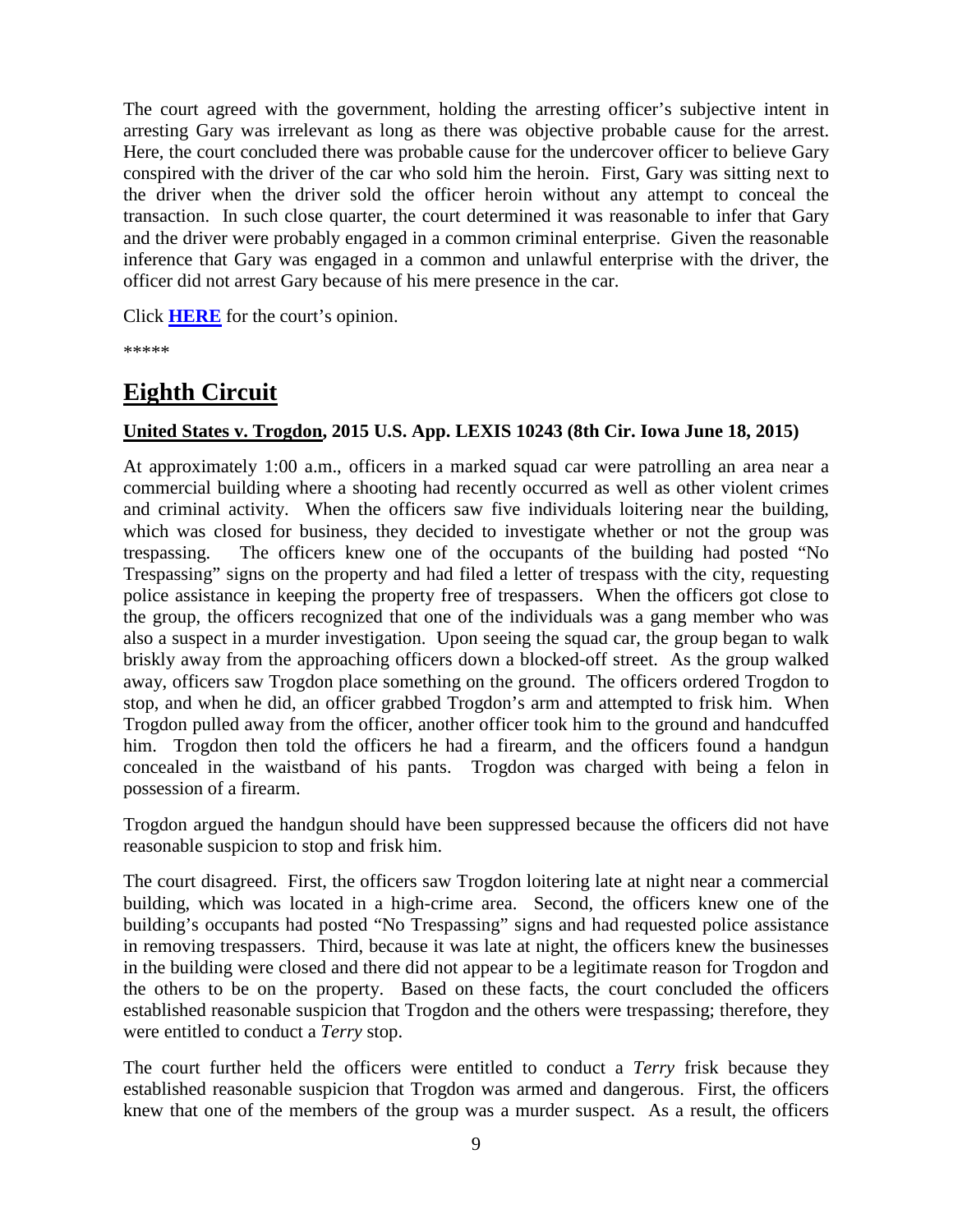The court agreed with the government, holding the arresting officer's subjective intent in arresting Gary was irrelevant as long as there was objective probable cause for the arrest. Here, the court concluded there was probable cause for the undercover officer to believe Gary conspired with the driver of the car who sold him the heroin. First, Gary was sitting next to the driver when the driver sold the officer heroin without any attempt to conceal the transaction. In such close quarter, the court determined it was reasonable to infer that Gary and the driver were probably engaged in a common criminal enterprise. Given the reasonable inference that Gary was engaged in a common and unlawful enterprise with the driver, the officer did not arrest Gary because of his mere presence in the car.

Click **HERE** for the court's opinion.

*****

## Eighth Circuit

### United States v. Trogdon, 2015 U.S. App. LEXIS 10243 (8th Cir. Iowa June 18, 2015)

At approximately 1:00 a.m., officers in a marked squad car were patrolling an area near a commercial building where a shooting had recently occurred as well as other violent crimes and criminal activity. When the officers saw five individuals loitering near the building, which was closed for business, they decided to investigate whether or not the group was trespassing. The officers knew one of the occupants of the building had posted "No Trespassing" signs on the property and had filed a letter of trespass with the city, requesting police assistance in keeping the property free of trespassers. When the officers got close to the group, the officers recognized that one of the individuals was a gang member who was also a suspect in a murder investigation. Upon seeing the squad car, the group began to walk briskly away from the approaching officers down a blocked-off street. As the group walked away, officers saw Trogdon place something on the ground. The officers ordered Trogdon to stop, and when he did, an officer grabbed Trogdon's arm and attempted to frisk him. When Trogdon pulled away from the officer, another officer took him to the ground and handcuffed him. Trogdon then told the officers he had a firearm, and the officers found a handgun concealed in the waistband of his pants. Trogdon was charged with being a felon in possession of a firearm.

Trogdon argued the handgun should have been suppressed because the officers did not have reasonable suspicion to stop and frisk him.

The court disagreed. First, the officers saw Trogdon loitering late at night near a commercial building, which was located in a high-crime area. Second, the officers knew one of the building's occupants had posted "No Trespassing" signs and had requested police assistance in removing trespassers. Third, because it was late at night, the officers knew the businesses in the building were closed and there did not appear to be a legitimate reason for Trogdon and the others to be on the property. Based on these facts, the court concluded the officers established reasonable suspicion that Trogdon and the others were trespassing; therefore, they were entitled to conduct a *Terry* stop.

The court further held the officers were entitled to conduct a *Terry* frisk because they established reasonable suspicion that Trogdon was armed and dangerous. First, the officers knew that one of the members of the group was a murder suspect. As a result, the officers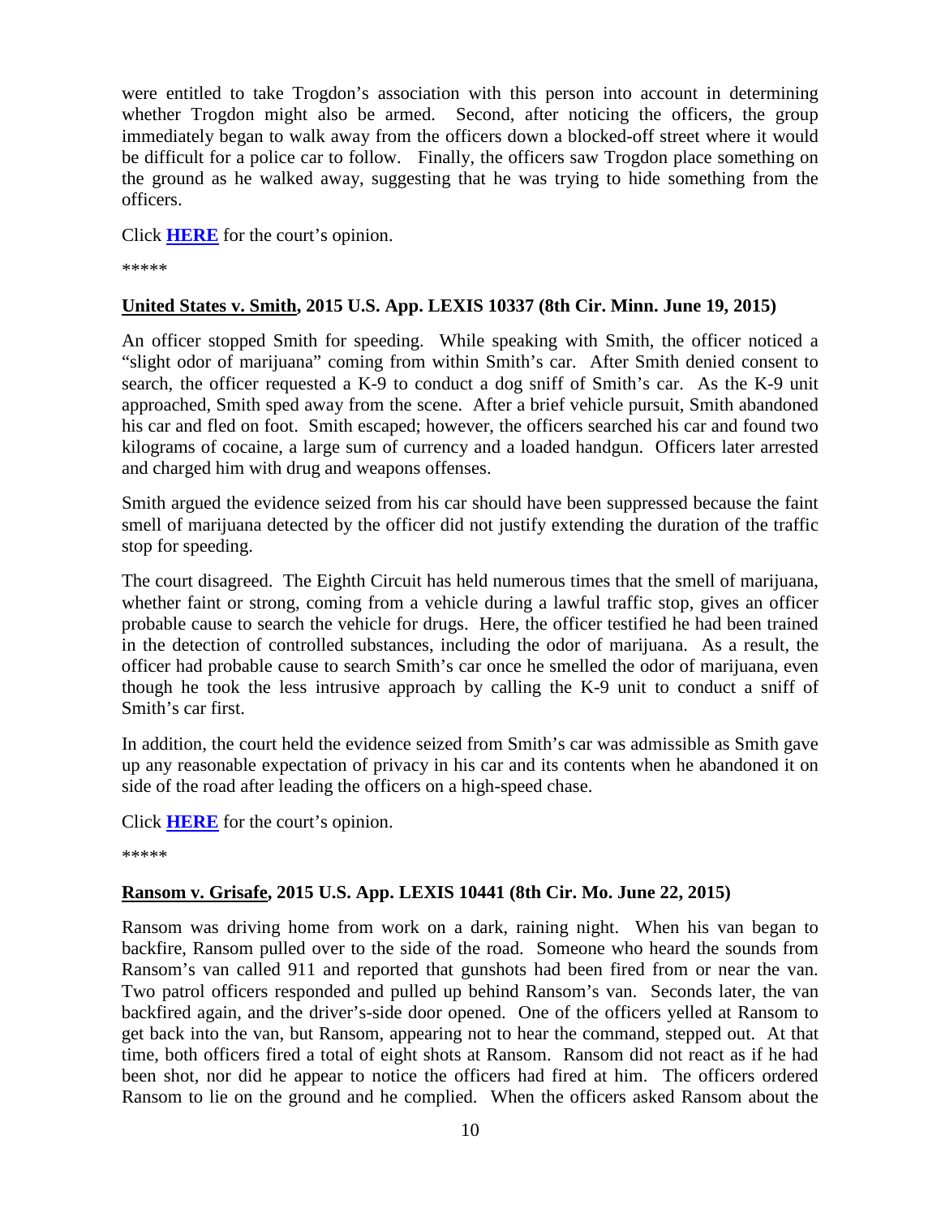were entitled to take Trogdon's association with this person into account in determining whether Trogdon might also be armed. Second, after noticing the officers, the group immediately began to walk away from the officers down a blocked-off street where it would be difficult for a police car to follow. Finally, the officers saw Trogdon place something on the ground as he walked away, suggesting that he was trying to hide something from the officers.

Click **HERE** for the court's opinion.

\*\*\*\*\*

### **United States v. Smith, 2015 U.S. App. LEXIS 10337 (8th Cir. Minn. June 19, 2015)**

An officer stopped Smith for speeding. While speaking with Smith, the officer noticed a "slight odor of marijuana" coming from within Smith's car. After Smith denied consent to search, the officer requested a K-9 to conduct a dog sniff of Smith's car. As the K-9 unit approached, Smith sped away from the scene. After a brief vehicle pursuit, Smith abandoned his car and fled on foot. Smith escaped; however, the officers searched his car and found two kilograms of cocaine, a large sum of currency and a loaded handgun. Officers later arrested and charged him with drug and weapons offenses.

Smith argued the evidence seized from his car should have been suppressed because the faint smell of marijuana detected by the officer did not justify extending the duration of the traffic stop for speeding.

The court disagreed. The Eighth Circuit has held numerous times that the smell of marijuana, whether faint or strong, coming from a vehicle during a lawful traffic stop, gives an officer probable cause to search the vehicle for drugs. Here, the officer testified he had been trained in the detection of controlled substances, including the odor of marijuana. As a result, the officer had probable cause to search Smith's car once he smelled the odor of marijuana, even though he took the less intrusive approach by calling the K-9 unit to conduct a sniff of Smith's car first.

In addition, the court held the evidence seized from Smith's car was admissible as Smith gave up any reasonable expectation of privacy in his car and its contents when he abandoned it on side of the road after leading the officers on a high-speed chase.

Click **HERE** for the court's opinion.

\*\*\*\*\*

### **Ransom v. Grisafe, 2015 U.S. App. LEXIS 10441 (8th Cir. Mo. June 22, 2015)**

Ransom was driving home from work on a dark, raining night. When his van began to backfire, Ransom pulled over to the side of the road. Someone who heard the sounds from Ransom's van called 911 and reported that gunshots had been fired from or near the van. Two patrol officers responded and pulled up behind Ransom's van. Seconds later, the van backfired again, and the driver's-side door opened. One of the officers yelled at Ransom to get back into the van, but Ransom, appearing not to hear the command, stepped out. At that time, both officers fired a total of eight shots at Ransom. Ransom did not react as if he had been shot, nor did he appear to notice the officers had fired at him. The officers ordered Ransom to lie on the ground and he complied. When the officers asked Ransom about the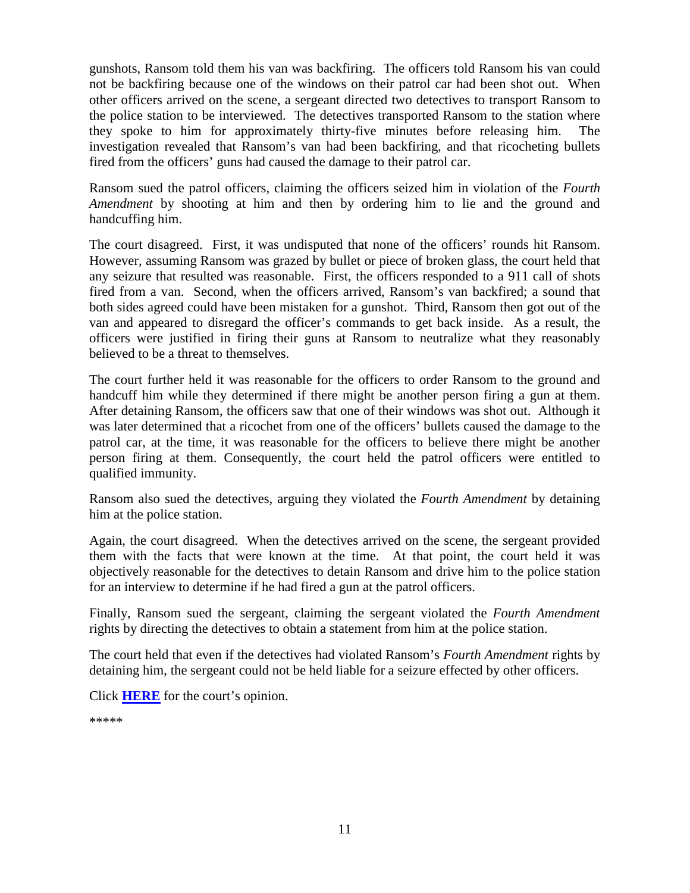gunshots, Ransom told them his van was backfiring. The officers told Ransom his van could not be backfiring because one of the windows on their patrol car had been shot out. When other officers arrived on the scene, a sergeant directed two detectives to transport Ransom to the police station to be interviewed. The detectives transported Ransom to the station where they spoke to him for approximately thirty-five minutes before releasing him. The investigation revealed that Ransom's van had been backfiring, and that ricocheting bullets fired from the officers' guns had caused the damage to their patrol car.

Ransom sued the patrol officers, claiming the officers seized him in violation of the *Fourth Amendment* by shooting at him and then by ordering him to lie and the ground and handcuffing him.

The court disagreed. First, it was undisputed that none of the officers' rounds hit Ransom. However, assuming Ransom was grazed by bullet or piece of broken glass, the court held that any seizure that resulted was reasonable. First, the officers responded to a 911 call of shots fired from a van. Second, when the officers arrived, Ransom's van backfired; a sound that both sides agreed could have been mistaken for a gunshot. Third, Ransom then got out of the van and appeared to disregard the officer's commands to get back inside. As a result, the officers were justified in firing their guns at Ransom to neutralize what they reasonably believed to be a threat to themselves.

The court further held it was reasonable for the officers to order Ransom to the ground and handcuff him while they determined if there might be another person firing a gun at them. After detaining Ransom, the officers saw that one of their windows was shot out. Although it was later determined that a ricochet from one of the officers' bullets caused the damage to the patrol car, at the time, it was reasonable for the officers to believe there might be another person firing at them. Consequently, the court held the patrol officers were entitled to qualified immunity.

Ransom also sued the detectives, arguing they violated the *Fourth Amendment* by detaining him at the police station.

Again, the court disagreed. When the detectives arrived on the scene, the sergeant provided them with the facts that were known at the time. At that point, the court held it was objectively reasonable for the detectives to detain Ransom and drive him to the police station for an interview to determine if he had fired a gun at the patrol officers.

Finally, Ransom sued the sergeant, claiming the sergeant violated the *Fourth Amendment* rights by directing the detectives to obtain a statement from him at the police station.

The court held that even if the detectives had violated Ransom's *Fourth Amendment* rights by detaining him, the sergeant could not be held liable for a seizure effected by other officers.

Click **HERE** for the court's opinion.

*****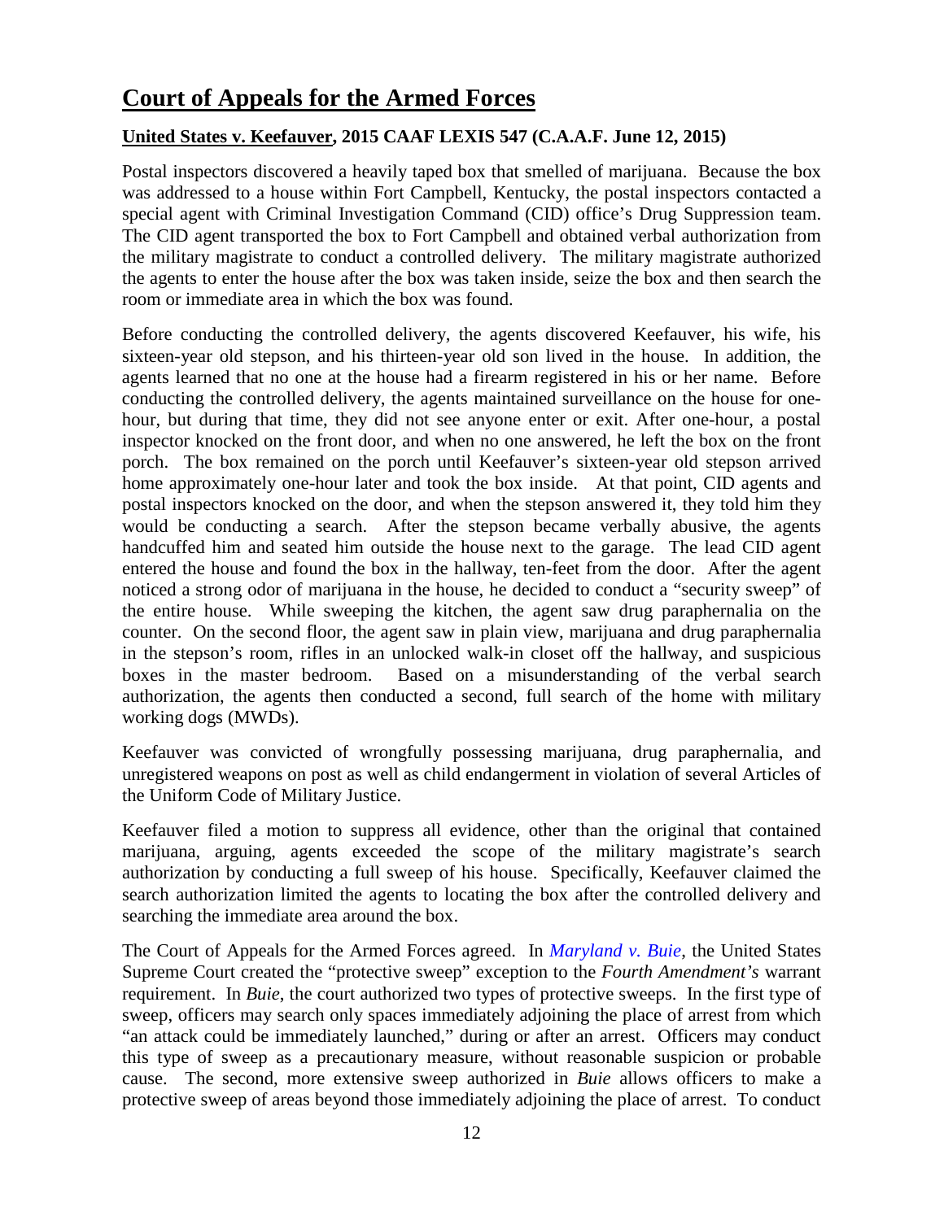# Court of Appeals for the Armed Forces

## United States v. Keefauver, 2015 CAAF LEXIS 547 (C.A.A.F. June 12, 2015)

Postal inspectors discovered a heavily taped box that smelled of marijuana. Because the box was addressed to a house within Fort Campbell, Kentucky, the postal inspectors contacted a special agent with Criminal Investigation Command (CID) office's Drug Suppression team. The CID agent transported the box to Fort Campbell and obtained verbal authorization from the military magistrate to conduct a controlled delivery. The military magistrate authorized the agents to enter the house after the box was taken inside, seize the box and then search the room or immediate area in which the box was found.

Before conducting the controlled delivery, the agents discovered Keefauver, his wife, his sixteen-year old stepson, and his thirteen-year old son lived in the house. In addition, the agents learned that no one at the house had a firearm registered in his or her name. Before conducting the controlled delivery, the agents maintained surveillance on the house for one-hour, but during that time, they did not see anyone enter or exit. After one-hour, a postal inspector knocked on the front door, and when no one answered, he left the box on the front porch. The box remained on the porch until Keefauver's sixteen-year old stepson arrived home approximately one-hour later and took the box inside. At that point, CID agents and postal inspectors knocked on the door, and when the stepson answered it, they told him they would be conducting a search. After the stepson became verbally abusive, the agents handcuffed him and seated him outside the house next to the garage. The lead CID agent entered the house and found the box in the hallway, ten-feet from the door. After the agent noticed a strong odor of marijuana in the house, he decided to conduct a "security sweep" of the entire house. While sweeping the kitchen, the agent saw drug paraphernalia on the counter. On the second floor, the agent saw in plain view, marijuana and drug paraphernalia in the stepson's room, rifles in an unlocked walk-in closet off the hallway, and suspicious boxes in the master bedroom. Based on a misunderstanding of the verbal search authorization, the agents then conducted a second, full search of the home with military working dogs (MWDs).

Keefauver was convicted of wrongfully possessing marijuana, drug paraphernalia, and unregistered weapons on post as well as child endangerment in violation of several Articles of the Uniform Code of Military Justice.

Keefauver filed a motion to suppress all evidence, other than the original that contained marijuana, arguing, agents exceeded the scope of the military magistrate's search authorization by conducting a full sweep of his house. Specifically, Keefauver claimed the search authorization limited the agents to locating the box after the controlled delivery and searching the immediate area around the box.

The Court of Appeals for the Armed Forces agreed. In *Maryland v. Buie*, the United States Supreme Court created the "protective sweep" exception to the *Fourth Amendment's* warrant requirement. In *Buie*, the court authorized two types of protective sweeps. In the first type of sweep, officers may search only spaces immediately adjoining the place of arrest from which "an attack could be immediately launched," during or after an arrest. Officers may conduct this type of sweep as a precautionary measure, without reasonable suspicion or probable cause. The second, more extensive sweep authorized in *Buie* allows officers to make a protective sweep of areas beyond those immediately adjoining the place of arrest. To conduct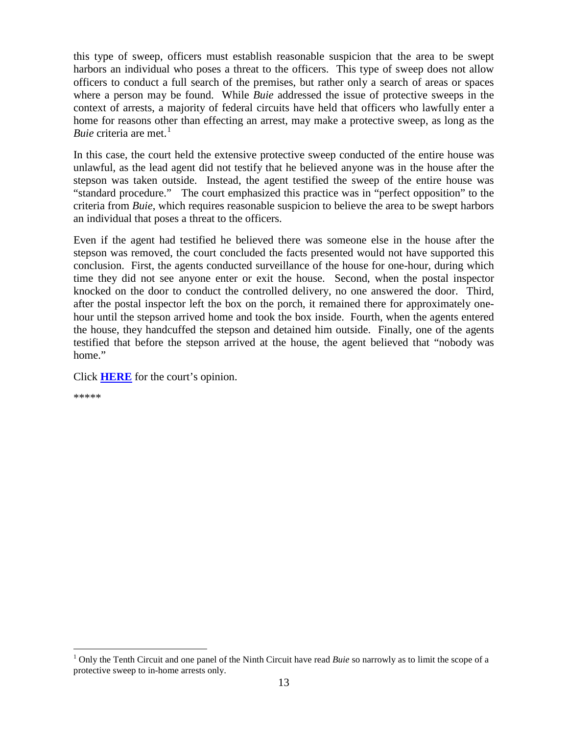this type of sweep, officers must establish reasonable suspicion that the area to be swept harbors an individual who poses a threat to the officers. This type of sweep does not allow officers to conduct a full search of the premises, but rather only a search of areas or spaces where a person may be found. While *Buie* addressed the issue of protective sweeps in the context of arrests, a majority of federal circuits have held that officers who lawfully enter a home for reasons other than effecting an arrest, may make a protective sweep, as long as the *Buie* criteria are met.[1]

In this case, the court held the extensive protective sweep conducted of the entire house was unlawful, as the lead agent did not testify that he believed anyone was in the house after the stepson was taken outside. Instead, the agent testified the sweep of the entire house was "standard procedure." The court emphasized this practice was in "perfect opposition" to the criteria from *Buie*, which requires reasonable suspicion to believe the area to be swept harbors an individual that poses a threat to the officers.

Even if the agent had testified he believed there was someone else in the house after the stepson was removed, the court concluded the facts presented would not have supported this conclusion. First, the agents conducted surveillance of the house for one-hour, during which time they did not see anyone enter or exit the house. Second, when the postal inspector knocked on the door to conduct the controlled delivery, no one answered the door. Third, after the postal inspector left the box on the porch, it remained there for approximately one-hour until the stepson arrived home and took the box inside. Fourth, when the agents entered the house, they handcuffed the stepson and detained him outside. Finally, one of the agents testified that before the stepson arrived at the house, the agent believed that "nobody was home."

Click **HERE** for the court's opinion.

*****

[1] Only the Tenth Circuit and one panel of the Ninth Circuit have read *Buie* so narrowly as to limit the scope of a protective sweep to in-home arrests only.